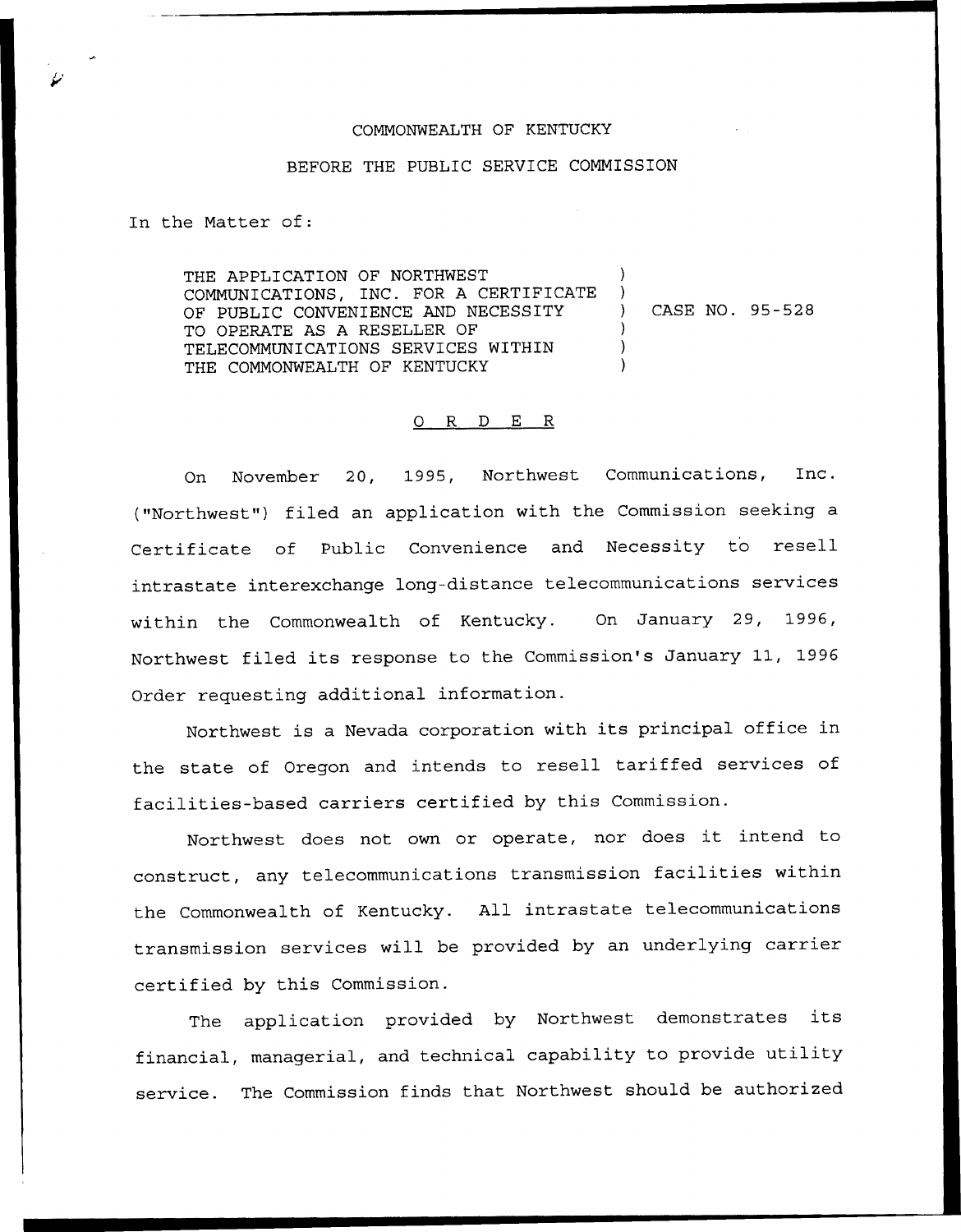COMMONWEALTH OF KENTUCKY

BEFORE THE PUBLIC SERVICE COMMISSION

In the Matter of:

THE APPLICATION OF NORTHWEST COMMUNICATIONS, INC. FOR A CERTIFICATE OF PUBLIC CONVENIENCE AND NECESSITY TO OPERATE AS A RESELLER OF TELECOMMUNICATIONS SERVICES WITHIN THE COMMONWEALTH OF KENTUCKY ) CASE NO. 95-528

O R D E R

On November 20, 1995, Northwest Communications, Inc. ("Northwest") filed an application with the Commission seeking a Certificate of Public Convenience and Necessity to resell intrastate interexchange long-distance telecommunications services within the Commonwealth of Kentucky. On January 29, 1996, Northwest filed its response to the Commission's January 11, 1996 Order requesting additional information.

Northwest is a Nevada corporation with its principal office in the state of Oregon and intends to resell tariffed services of facilities-based carriers certified by this Commission.

Northwest does not own or operate, nor does it intend to construct, any telecommunications transmission facilities within the Commonwealth of Kentucky. All intrastate telecommunications transmission services will be provided by an underlying carrier certified by this Commission.

The application provided by Northwest demonstrates its financial, managerial, and technical capability to provide utility service. The Commission finds that Northwest should be authorized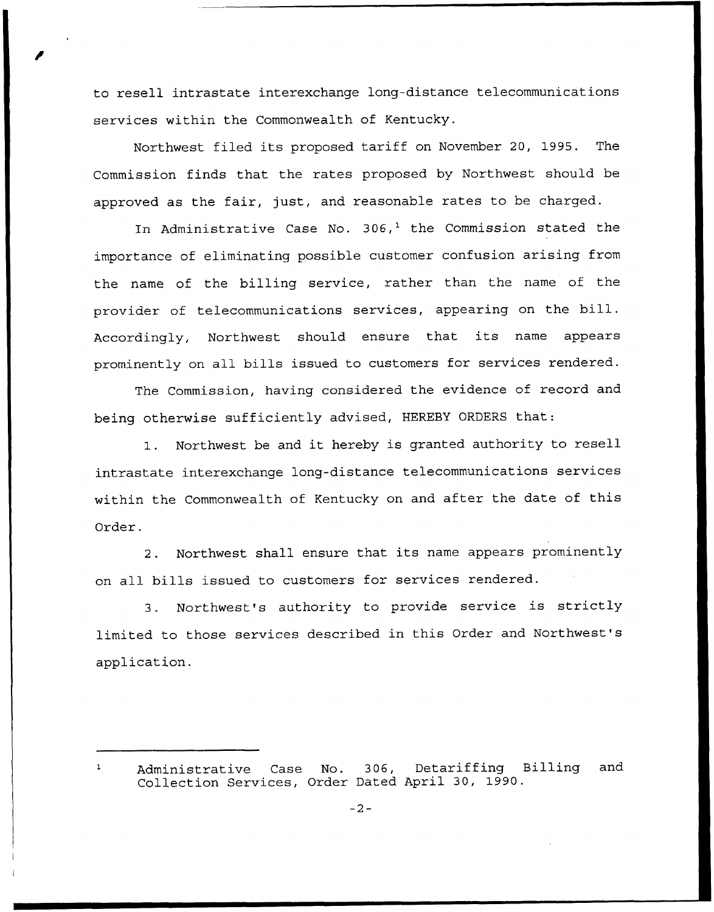to resell intrastate interexchange long-distance telecommunications services within the Commonwealth of Kentucky.

Northwest filed its proposed tariff on November 20, 1995. The Commission finds that the rates proposed by Northwest should be approved as the fair, just, and reasonable rates to be charged.

In Administrative Case No. 306,[1] the Commission stated the importance of eliminating possible customer confusion arising from the name of the billing service, rather than the name of the provider of telecommunications services, appearing on the bill. Accordingly, Northwest should ensure that its name appears prominently on all bills issued to customers for services rendered.

The Commission, having considered the evidence of record and being otherwise sufficiently advised, HEREBY ORDERS that:

1. Northwest be and it hereby is granted authority to resell intrastate interexchange long-distance telecommunications services within the Commonwealth of Kentucky on and after the date of this Order.

2. Northwest shall ensure that its name appears prominently on all bills issued to customers for services rendered.

3. Northwest's authority to provide service is strictly limited to those services described in this Order and Northwest's application.

---

[1] Administrative Case No. 306, Detariffing Billing and Collection Services, Order Dated April 30, 1990.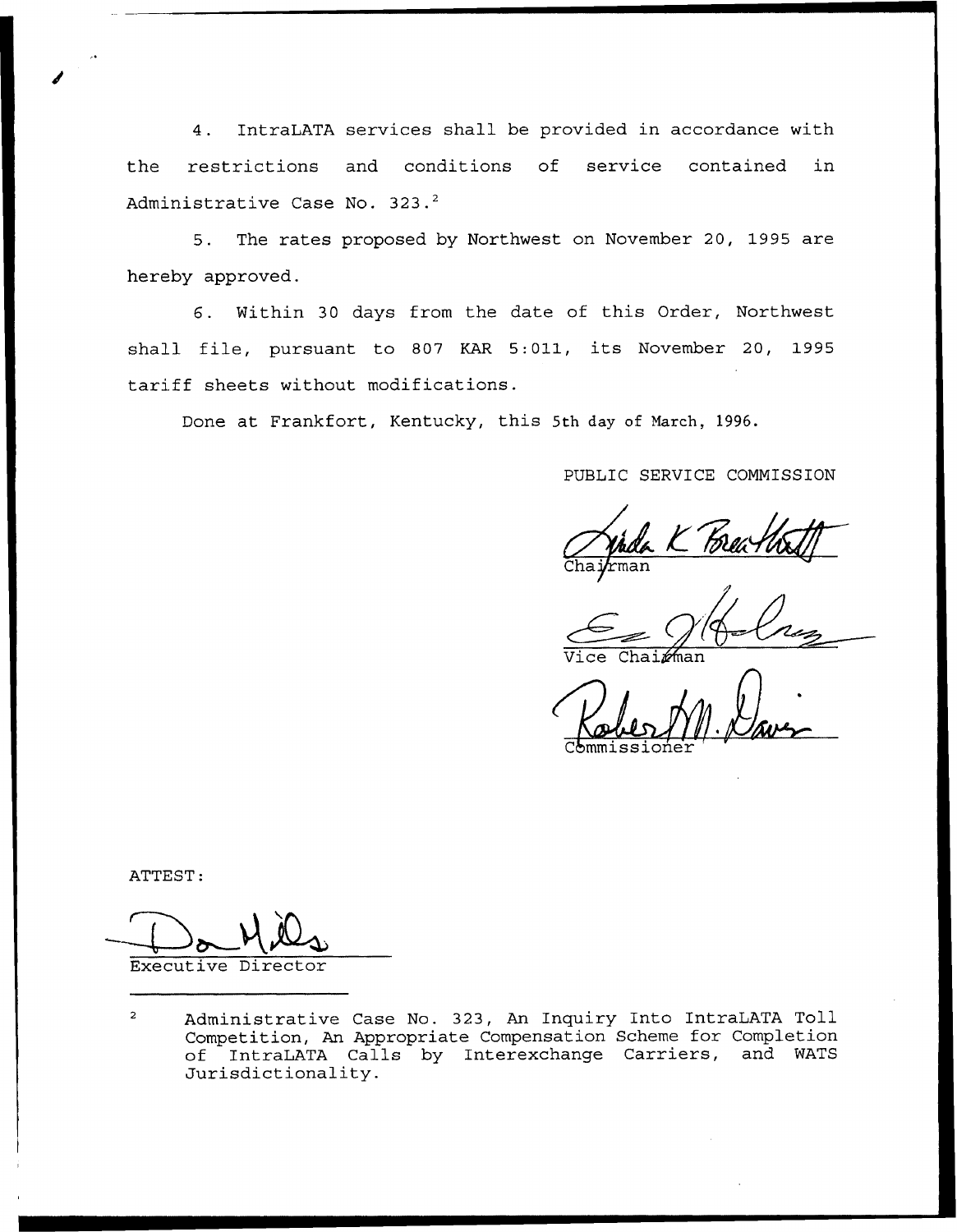4. IntraLATA services shall be provided in accordance with the restrictions and conditions of service contained in Administrative Case No. 323.[2]

5. The rates proposed by Northwest on November 20, 1995 are hereby approved.

6. Within 30 days from the date of this Order, Northwest shall file, pursuant to 807 KAR 5:011, its November 20, 1995 tariff sheets without modifications.

Done at Frankfort, Kentucky, this 5th day of March, 1996.

PUBLIC SERVICE COMMISSION

Chairman

Vice Chairman

Commissioner

ATTEST:

Executive Director

---

[2] Administrative Case No. 323, An Inquiry Into IntraLATA Toll Competition, An Appropriate Compensation Scheme for Completion of IntraLATA Calls by Interexchange Carriers, and WATS Jurisdictionality.